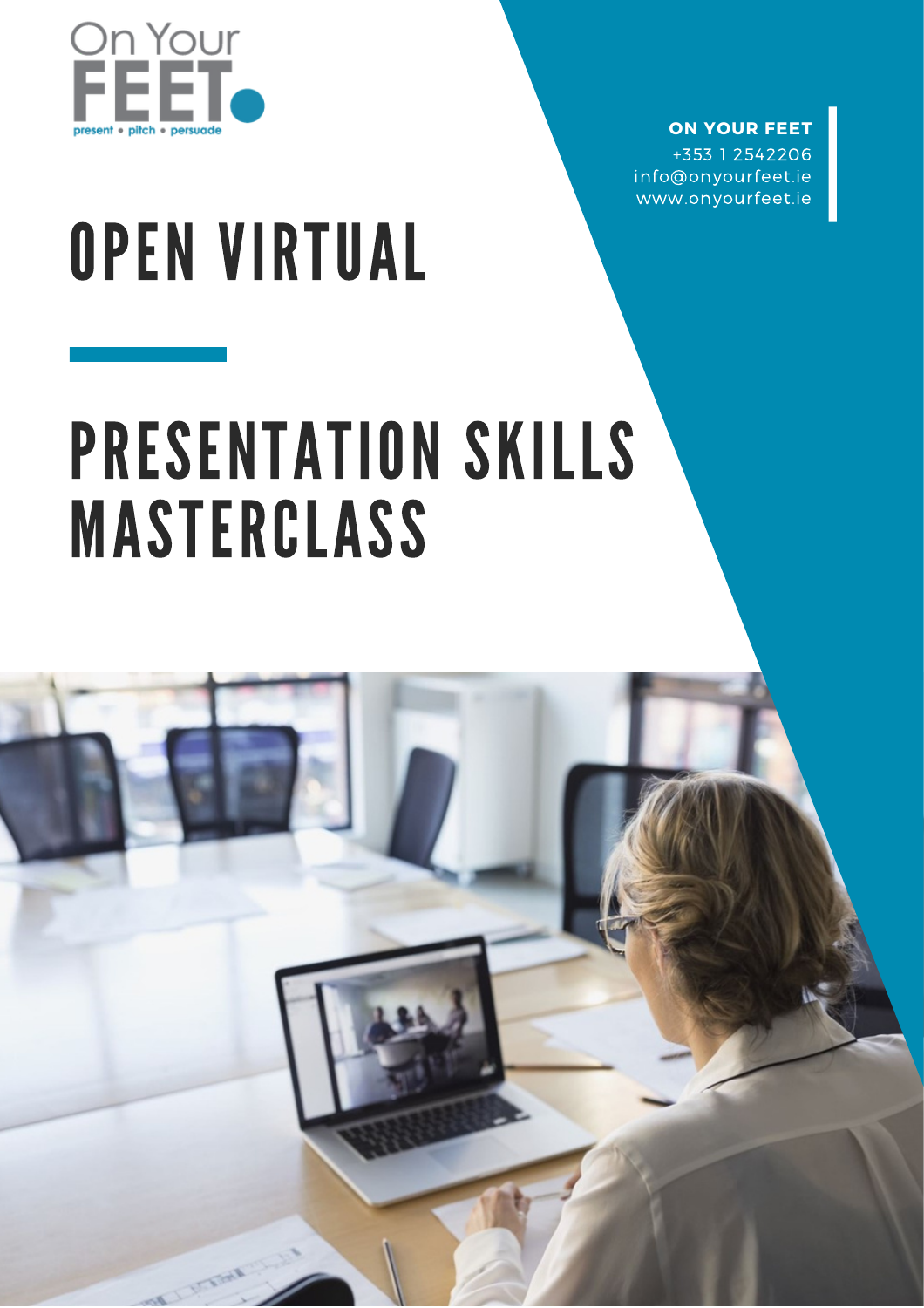On Your FEET

present • pitch • persuade

**ON YOUR FEET**
+353 1 2542206
info@onyourfeet.ie
www.onyourfeet.ie

# OPEN VIRTUAL

# PRESENTATION SKILLS MASTERCLASS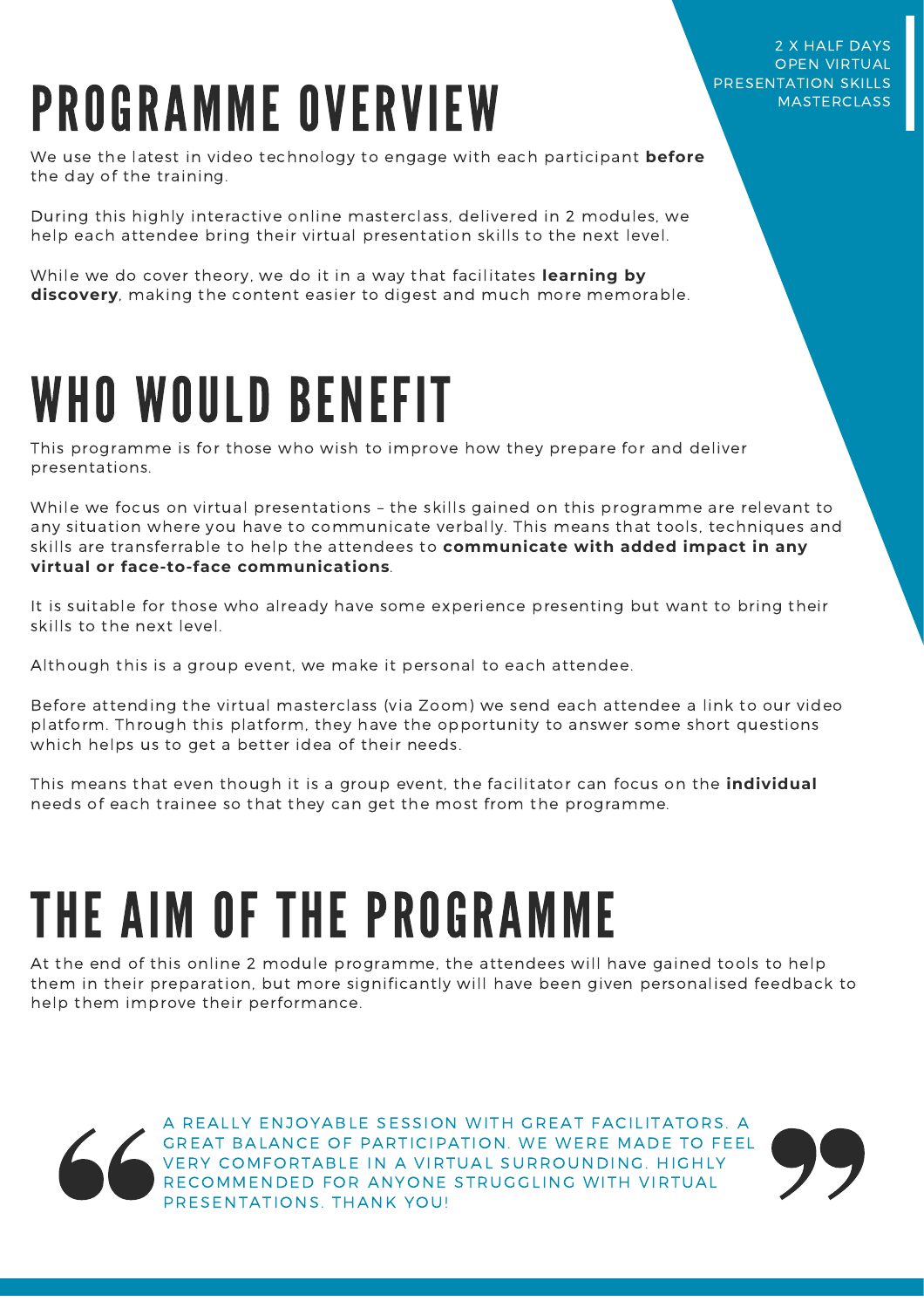2 X HALF DAYS
OPEN VIRTUAL
PRESENTATION SKILLS
MASTERCLASS

# PROGRAMME OVERVIEW

We use the latest in video technology to engage with each participant **before** the day of the training.

During this highly interactive online masterclass, delivered in 2 modules, we help each attendee bring their virtual presentation skills to the next level.

While we do cover theory, we do it in a way that facilitates **learning by discovery**, making the content easier to digest and much more memorable.

# WHO WOULD BENEFIT

This programme is for those who wish to improve how they prepare for and deliver presentations.

While we focus on virtual presentations – the skills gained on this programme are relevant to any situation where you have to communicate verbally. This means that tools, techniques and skills are transferrable to help the attendees to **communicate with added impact in any virtual or face-to-face communications**.

It is suitable for those who already have some experience presenting but want to bring their skills to the next level.

Although this is a group event, we make it personal to each attendee.

Before attending the virtual masterclass (via Zoom) we send each attendee a link to our video platform. Through this platform, they have the opportunity to answer some short questions which helps us to get a better idea of their needs.

This means that even though it is a group event, the facilitator can focus on the **individual** needs of each trainee so that they can get the most from the programme.

# THE AIM OF THE PROGRAMME

At the end of this online 2 module programme, the attendees will have gained tools to help them in their preparation, but more significantly will have been given personalised feedback to help them improve their performance.

> "A REALLY ENJOYABLE SESSION WITH GREAT FACILITATORS. A GREAT BALANCE OF PARTICIPATION. WE WERE MADE TO FEEL VERY COMFORTABLE IN A VIRTUAL SURROUNDING. HIGHLY RECOMMENDED FOR ANYONE STRUGGLING WITH VIRTUAL PRESENTATIONS. THANK YOU!"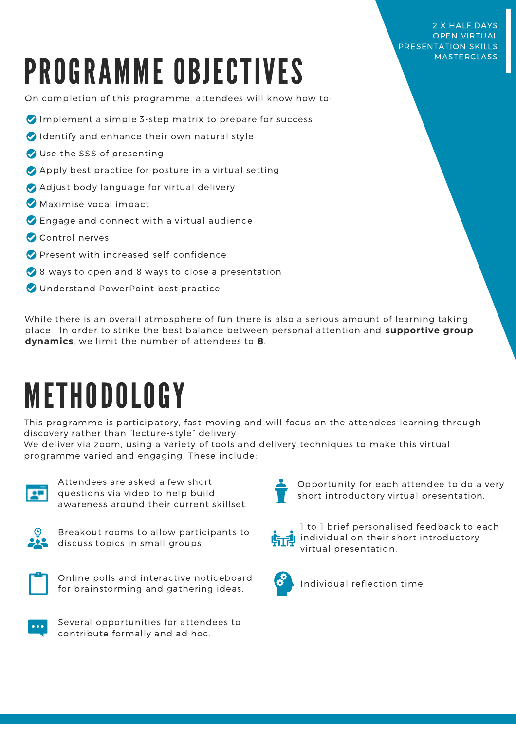2 X HALF DAYS
OPEN VIRTUAL
PRESENTATION SKILLS
MASTERCLASS

# PROGRAMME OBJECTIVES

On completion of this programme, attendees will know how to:

- Implement a simple 3-step matrix to prepare for success
- Identify and enhance their own natural style
- Use the SSS of presenting
- Apply best practice for posture in a virtual setting
- Adjust body language for virtual delivery
- Maximise vocal impact
- Engage and connect with a virtual audience
- Control nerves
- Present with increased self-confidence
- 8 ways to open and 8 ways to close a presentation
- Understand PowerPoint best practice

While there is an overall atmosphere of fun there is also a serious amount of learning taking place. In order to strike the best balance between personal attention and **supportive group dynamics**, we limit the number of attendees to **8**.

# METHODOLOGY

This programme is participatory, fast-moving and will focus on the attendees learning through discovery rather than "lecture-style" delivery.
We deliver via zoom, using a variety of tools and delivery techniques to make this virtual programme varied and engaging. These include:

- Attendees are asked a few short questions via video to help build awareness around their current skillset.
- Breakout rooms to allow participants to discuss topics in small groups.
- Online polls and interactive noticeboard for brainstorming and gathering ideas.
- Several opportunities for attendees to contribute formally and ad hoc.
- Opportunity for each attendee to do a very short introductory virtual presentation.
- 1 to 1 brief personalised feedback to each individual on their short introductory virtual presentation.
- Individual reflection time.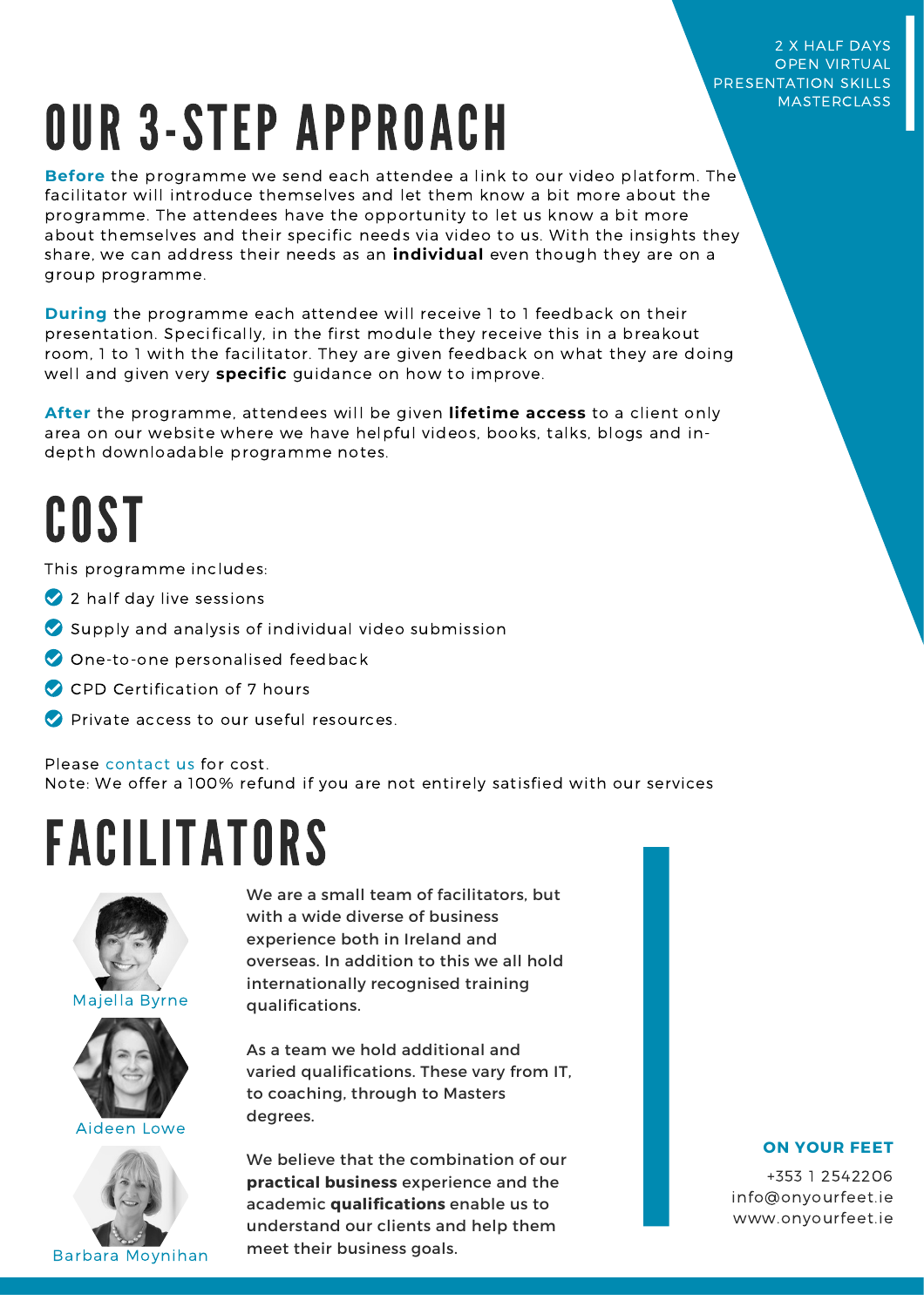2 X HALF DAYS
OPEN VIRTUAL
PRESENTATION SKILLS
MASTERCLASS

# OUR 3-STEP APPROACH

**Before** the programme we send each attendee a link to our video platform. The facilitator will introduce themselves and let them know a bit more about the programme. The attendees have the opportunity to let us know a bit more about themselves and their specific needs via video to us. With the insights they share, we can address their needs as an **individual** even though they are on a group programme.

**During** the programme each attendee will receive 1 to 1 feedback on their presentation. Specifically, in the first module they receive this in a breakout room, 1 to 1 with the facilitator. They are given feedback on what they are doing well and given very **specific** guidance on how to improve.

**After** the programme, attendees will be given **lifetime access** to a client only area on our website where we have helpful videos, books, talks, blogs and in-depth downloadable programme notes.

# COST

This programme includes:

- 2 half day live sessions
- Supply and analysis of individual video submission
- One-to-one personalised feedback
- CPD Certification of 7 hours
- Private access to our useful resources.

Please contact us for cost.
Note: We offer a 100% refund if you are not entirely satisfied with our services

# FACILITATORS

Majella Byrne

Aideen Lowe

Barbara Moynihan

We are a small team of facilitators, but with a wide diverse of business experience both in Ireland and overseas. In addition to this we all hold internationally recognised training qualifications.

As a team we hold additional and varied qualifications. These vary from IT, to coaching, through to Masters degrees.

We believe that the combination of our **practical business** experience and the academic **qualifications** enable us to understand our clients and help them meet their business goals.

**ON YOUR FEET**

+353 1 2542206
info@onyourfeet.ie
www.onyourfeet.ie